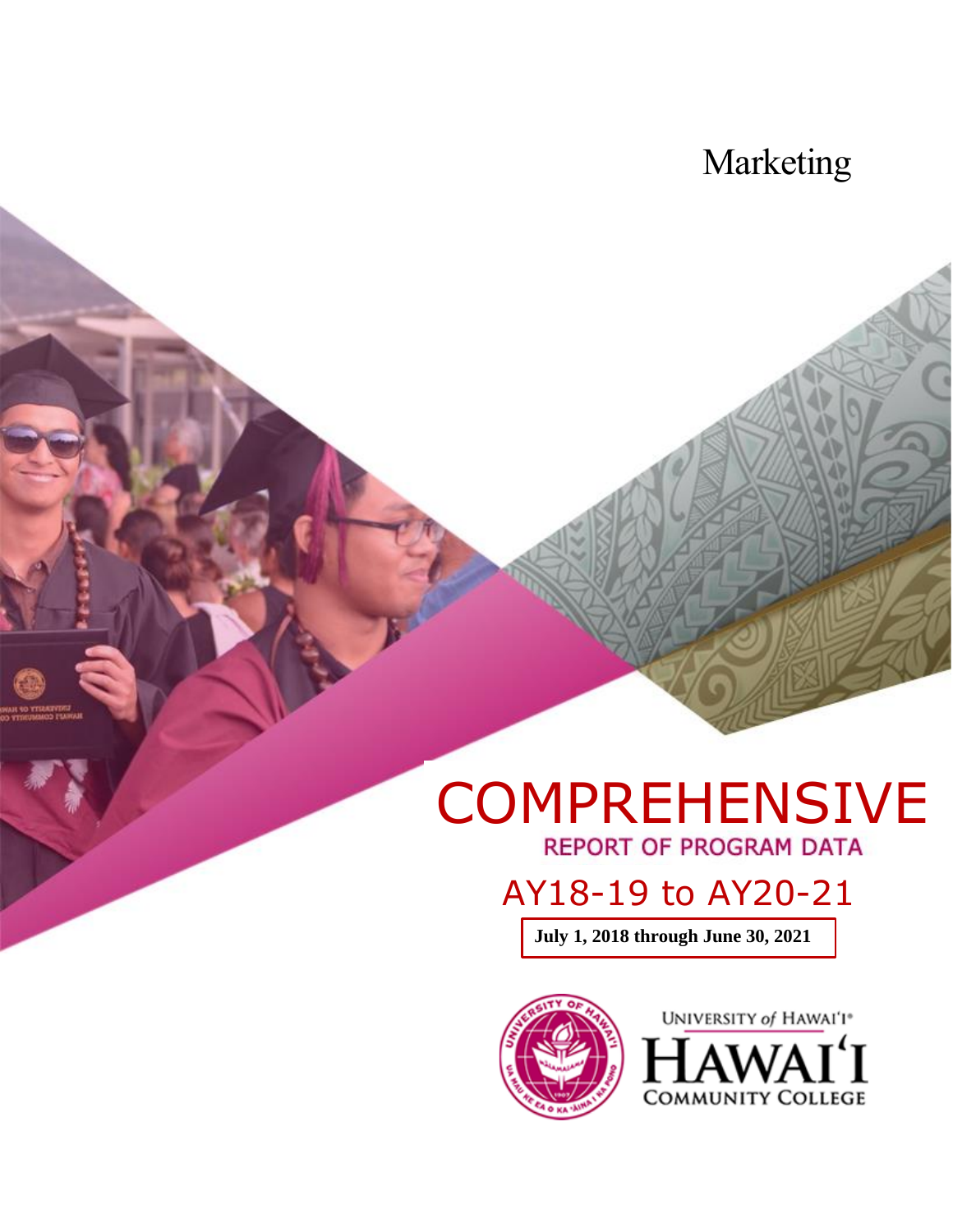Marketing

# COMPREHENSIVE

## REPORT OF PROGRAM DATA

## AY18-19 to AY20-21

**July 1, 2018 through June 30, 2021**

UNIVERSITY of HAWAI'I®
HAWAI'I
COMMUNITY COLLEGE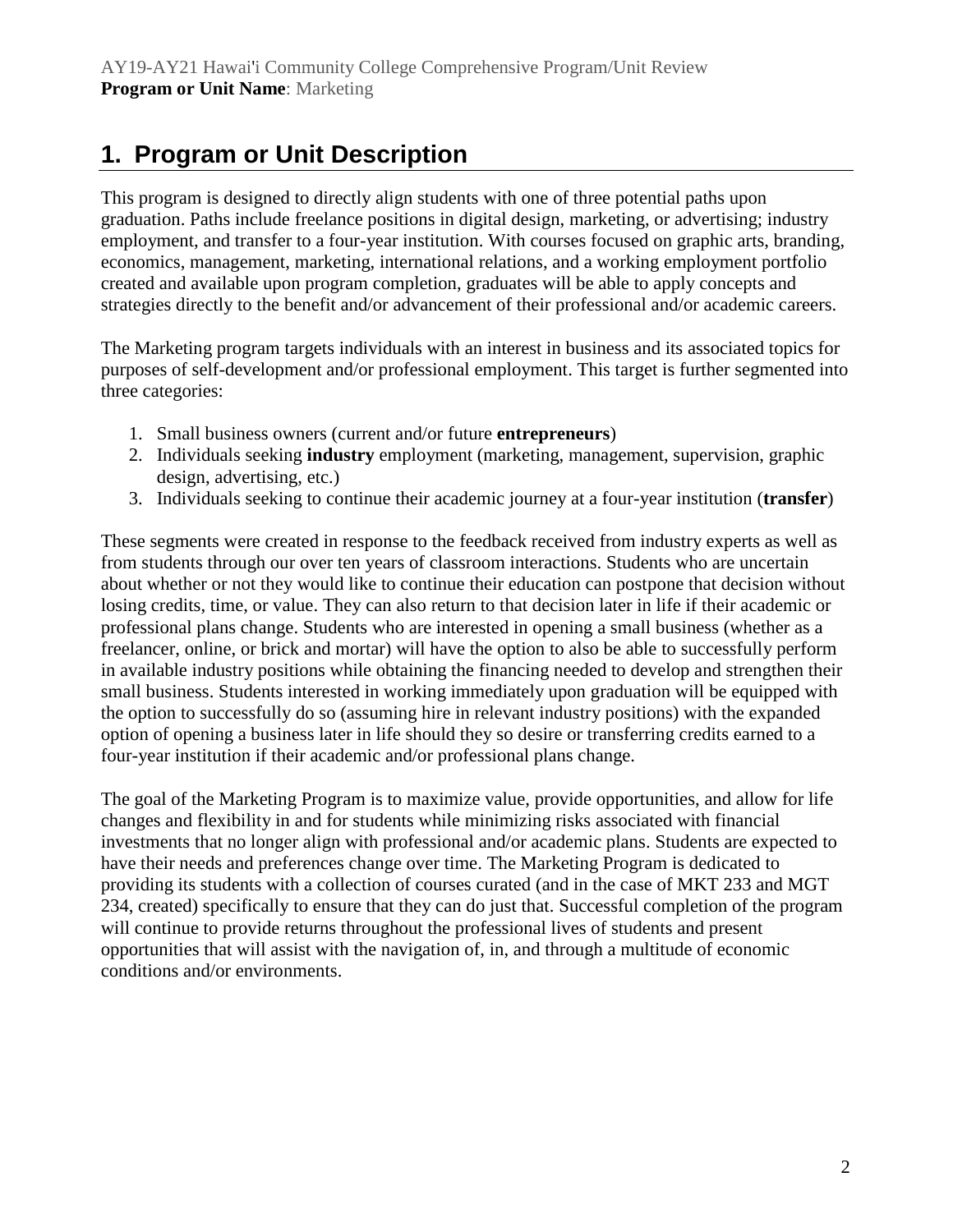# 1. Program or Unit Description

This program is designed to directly align students with one of three potential paths upon graduation. Paths include freelance positions in digital design, marketing, or advertising; industry employment, and transfer to a four-year institution. With courses focused on graphic arts, branding, economics, management, marketing, international relations, and a working employment portfolio created and available upon program completion, graduates will be able to apply concepts and strategies directly to the benefit and/or advancement of their professional and/or academic careers.

The Marketing program targets individuals with an interest in business and its associated topics for purposes of self-development and/or professional employment. This target is further segmented into three categories:

1. Small business owners (current and/or future **entrepreneurs**)
2. Individuals seeking **industry** employment (marketing, management, supervision, graphic design, advertising, etc.)
3. Individuals seeking to continue their academic journey at a four-year institution (**transfer**)

These segments were created in response to the feedback received from industry experts as well as from students through our over ten years of classroom interactions. Students who are uncertain about whether or not they would like to continue their education can postpone that decision without losing credits, time, or value. They can also return to that decision later in life if their academic or professional plans change. Students who are interested in opening a small business (whether as a freelancer, online, or brick and mortar) will have the option to also be able to successfully perform in available industry positions while obtaining the financing needed to develop and strengthen their small business. Students interested in working immediately upon graduation will be equipped with the option to successfully do so (assuming hire in relevant industry positions) with the expanded option of opening a business later in life should they so desire or transferring credits earned to a four-year institution if their academic and/or professional plans change.

The goal of the Marketing Program is to maximize value, provide opportunities, and allow for life changes and flexibility in and for students while minimizing risks associated with financial investments that no longer align with professional and/or academic plans. Students are expected to have their needs and preferences change over time. The Marketing Program is dedicated to providing its students with a collection of courses curated (and in the case of MKT 233 and MGT 234, created) specifically to ensure that they can do just that. Successful completion of the program will continue to provide returns throughout the professional lives of students and present opportunities that will assist with the navigation of, in, and through a multitude of economic conditions and/or environments.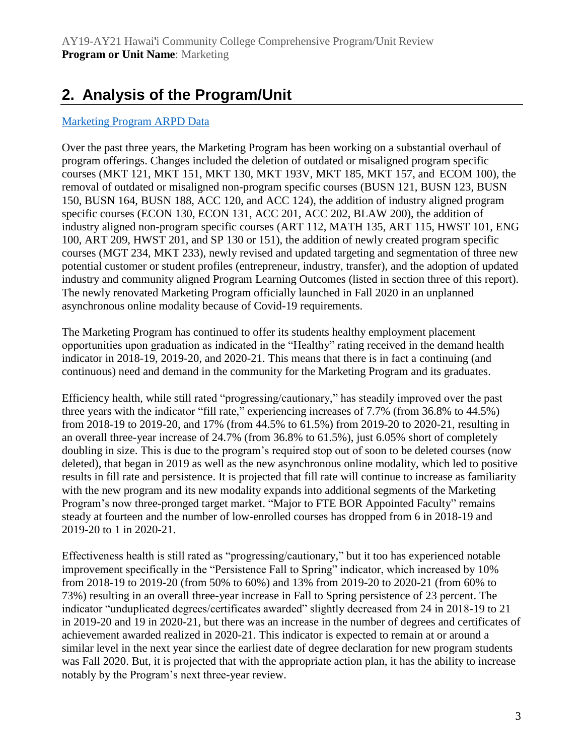## 2. Analysis of the Program/Unit

[Marketing Program ARPD Data](#)

Over the past three years, the Marketing Program has been working on a substantial overhaul of program offerings. Changes included the deletion of outdated or misaligned program specific courses (MKT 121, MKT 151, MKT 130, MKT 193V, MKT 185, MKT 157, and ECOM 100), the removal of outdated or misaligned non-program specific courses (BUSN 121, BUSN 123, BUSN 150, BUSN 164, BUSN 188, ACC 120, and ACC 124), the addition of industry aligned program specific courses (ECON 130, ECON 131, ACC 201, ACC 202, BLAW 200), the addition of industry aligned non-program specific courses (ART 112, MATH 135, ART 115, HWST 101, ENG 100, ART 209, HWST 201, and SP 130 or 151), the addition of newly created program specific courses (MGT 234, MKT 233), newly revised and updated targeting and segmentation of three new potential customer or student profiles (entrepreneur, industry, transfer), and the adoption of updated industry and community aligned Program Learning Outcomes (listed in section three of this report). The newly renovated Marketing Program officially launched in Fall 2020 in an unplanned asynchronous online modality because of Covid-19 requirements.

The Marketing Program has continued to offer its students healthy employment placement opportunities upon graduation as indicated in the "Healthy" rating received in the demand health indicator in 2018-19, 2019-20, and 2020-21. This means that there is in fact a continuing (and continuous) need and demand in the community for the Marketing Program and its graduates.

Efficiency health, while still rated "progressing/cautionary," has steadily improved over the past three years with the indicator "fill rate," experiencing increases of 7.7% (from 36.8% to 44.5%) from 2018-19 to 2019-20, and 17% (from 44.5% to 61.5%) from 2019-20 to 2020-21, resulting in an overall three-year increase of 24.7% (from 36.8% to 61.5%), just 6.05% short of completely doubling in size. This is due to the program's required stop out of soon to be deleted courses (now deleted), that began in 2019 as well as the new asynchronous online modality, which led to positive results in fill rate and persistence. It is projected that fill rate will continue to increase as familiarity with the new program and its new modality expands into additional segments of the Marketing Program's now three-pronged target market. "Major to FTE BOR Appointed Faculty" remains steady at fourteen and the number of low-enrolled courses has dropped from 6 in 2018-19 and 2019-20 to 1 in 2020-21.

Effectiveness health is still rated as "progressing/cautionary," but it too has experienced notable improvement specifically in the "Persistence Fall to Spring" indicator, which increased by 10% from 2018-19 to 2019-20 (from 50% to 60%) and 13% from 2019-20 to 2020-21 (from 60% to 73%) resulting in an overall three-year increase in Fall to Spring persistence of 23 percent. The indicator "unduplicated degrees/certificates awarded" slightly decreased from 24 in 2018-19 to 21 in 2019-20 and 19 in 2020-21, but there was an increase in the number of degrees and certificates of achievement awarded realized in 2020-21. This indicator is expected to remain at or around a similar level in the next year since the earliest date of degree declaration for new program students was Fall 2020. But, it is projected that with the appropriate action plan, it has the ability to increase notably by the Program's next three-year review.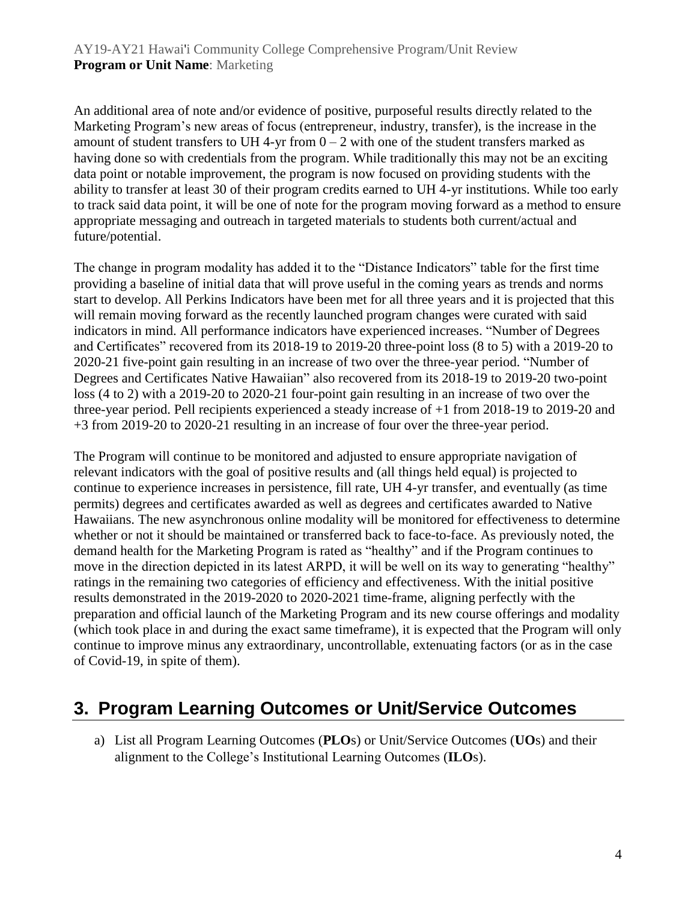An additional area of note and/or evidence of positive, purposeful results directly related to the Marketing Program's new areas of focus (entrepreneur, industry, transfer), is the increase in the amount of student transfers to UH 4-yr from 0 – 2 with one of the student transfers marked as having done so with credentials from the program. While traditionally this may not be an exciting data point or notable improvement, the program is now focused on providing students with the ability to transfer at least 30 of their program credits earned to UH 4-yr institutions. While too early to track said data point, it will be one of note for the program moving forward as a method to ensure appropriate messaging and outreach in targeted materials to students both current/actual and future/potential.

The change in program modality has added it to the "Distance Indicators" table for the first time providing a baseline of initial data that will prove useful in the coming years as trends and norms start to develop. All Perkins Indicators have been met for all three years and it is projected that this will remain moving forward as the recently launched program changes were curated with said indicators in mind. All performance indicators have experienced increases. "Number of Degrees and Certificates" recovered from its 2018-19 to 2019-20 three-point loss (8 to 5) with a 2019-20 to 2020-21 five-point gain resulting in an increase of two over the three-year period. "Number of Degrees and Certificates Native Hawaiian" also recovered from its 2018-19 to 2019-20 two-point loss (4 to 2) with a 2019-20 to 2020-21 four-point gain resulting in an increase of two over the three-year period. Pell recipients experienced a steady increase of +1 from 2018-19 to 2019-20 and +3 from 2019-20 to 2020-21 resulting in an increase of four over the three-year period.

The Program will continue to be monitored and adjusted to ensure appropriate navigation of relevant indicators with the goal of positive results and (all things held equal) is projected to continue to experience increases in persistence, fill rate, UH 4-yr transfer, and eventually (as time permits) degrees and certificates awarded as well as degrees and certificates awarded to Native Hawaiians. The new asynchronous online modality will be monitored for effectiveness to determine whether or not it should be maintained or transferred back to face-to-face. As previously noted, the demand health for the Marketing Program is rated as "healthy" and if the Program continues to move in the direction depicted in its latest ARPD, it will be well on its way to generating "healthy" ratings in the remaining two categories of efficiency and effectiveness. With the initial positive results demonstrated in the 2019-2020 to 2020-2021 time-frame, aligning perfectly with the preparation and official launch of the Marketing Program and its new course offerings and modality (which took place in and during the exact same timeframe), it is expected that the Program will only continue to improve minus any extraordinary, uncontrollable, extenuating factors (or as in the case of Covid-19, in spite of them).

## 3. Program Learning Outcomes or Unit/Service Outcomes

a) List all Program Learning Outcomes (**PLO**s) or Unit/Service Outcomes (**UO**s) and their alignment to the College's Institutional Learning Outcomes (**ILO**s).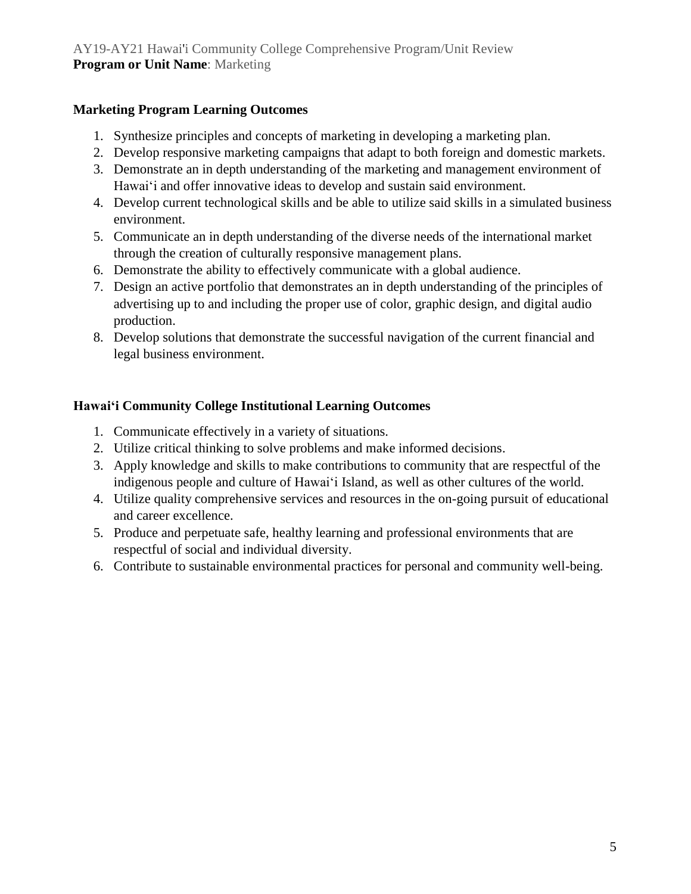## Marketing Program Learning Outcomes

1. Synthesize principles and concepts of marketing in developing a marketing plan.
2. Develop responsive marketing campaigns that adapt to both foreign and domestic markets.
3. Demonstrate an in depth understanding of the marketing and management environment of Hawaiʻi and offer innovative ideas to develop and sustain said environment.
4. Develop current technological skills and be able to utilize said skills in a simulated business environment.
5. Communicate an in depth understanding of the diverse needs of the international market through the creation of culturally responsive management plans.
6. Demonstrate the ability to effectively communicate with a global audience.
7. Design an active portfolio that demonstrates an in depth understanding of the principles of advertising up to and including the proper use of color, graphic design, and digital audio production.
8. Develop solutions that demonstrate the successful navigation of the current financial and legal business environment.

## Hawaiʻi Community College Institutional Learning Outcomes

1. Communicate effectively in a variety of situations.
2. Utilize critical thinking to solve problems and make informed decisions.
3. Apply knowledge and skills to make contributions to community that are respectful of the indigenous people and culture of Hawaiʻi Island, as well as other cultures of the world.
4. Utilize quality comprehensive services and resources in the on-going pursuit of educational and career excellence.
5. Produce and perpetuate safe, healthy learning and professional environments that are respectful of social and individual diversity.
6. Contribute to sustainable environmental practices for personal and community well-being.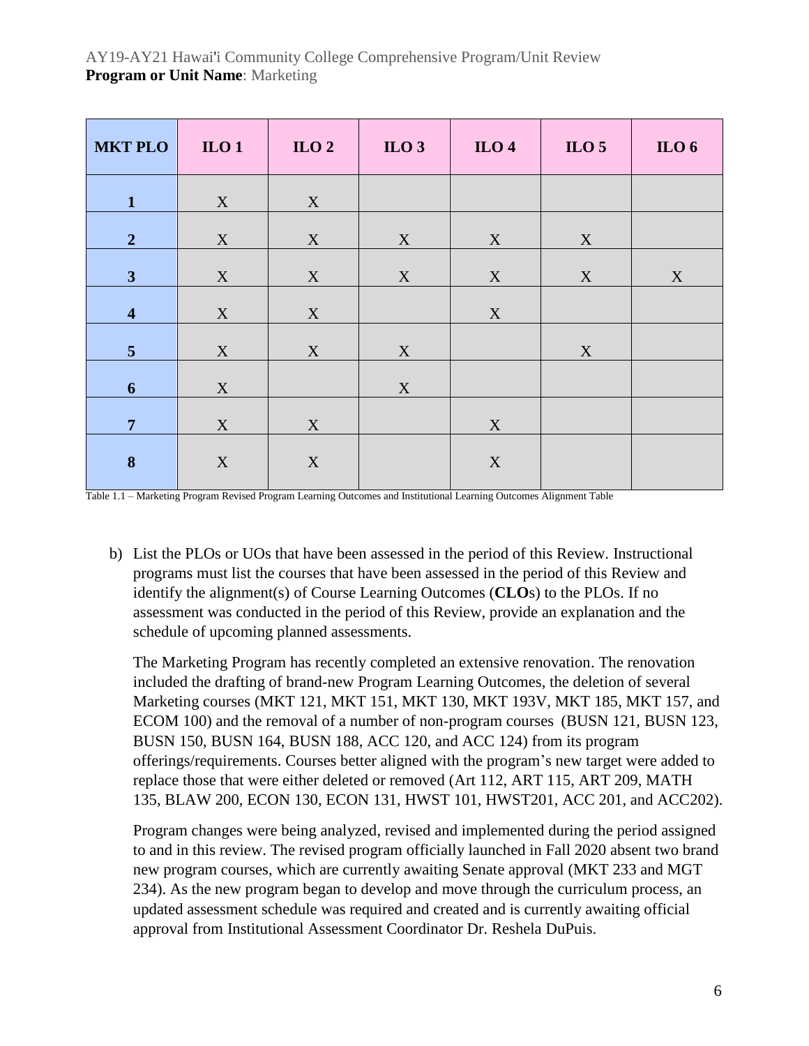| MKT PLO | ILO 1 | ILO 2 | ILO 3 | ILO 4 | ILO 5 | ILO 6 |
|---|---|---|---|---|---|---|
| 1 | X | X | | | | |
| 2 | X | X | X | X | X | |
| 3 | X | X | X | X | X | X |
| 4 | X | X | | X | | |
| 5 | X | X | X | | X | |
| 6 | X | | X | | | |
| 7 | X | X | | X | | |
| 8 | X | X | | X | | |

Table 1.1 – Marketing Program Revised Program Learning Outcomes and Institutional Learning Outcomes Alignment Table

b) List the PLOs or UOs that have been assessed in the period of this Review. Instructional programs must list the courses that have been assessed in the period of this Review and identify the alignment(s) of Course Learning Outcomes (**CLO**s) to the PLOs. If no assessment was conducted in the period of this Review, provide an explanation and the schedule of upcoming planned assessments.

The Marketing Program has recently completed an extensive renovation. The renovation included the drafting of brand-new Program Learning Outcomes, the deletion of several Marketing courses (MKT 121, MKT 151, MKT 130, MKT 193V, MKT 185, MKT 157, and ECOM 100) and the removal of a number of non-program courses (BUSN 121, BUSN 123, BUSN 150, BUSN 164, BUSN 188, ACC 120, and ACC 124) from its program offerings/requirements. Courses better aligned with the program's new target were added to replace those that were either deleted or removed (Art 112, ART 115, ART 209, MATH 135, BLAW 200, ECON 130, ECON 131, HWST 101, HWST201, ACC 201, and ACC202).

Program changes were being analyzed, revised and implemented during the period assigned to and in this review. The revised program officially launched in Fall 2020 absent two brand new program courses, which are currently awaiting Senate approval (MKT 233 and MGT 234). As the new program began to develop and move through the curriculum process, an updated assessment schedule was required and created and is currently awaiting official approval from Institutional Assessment Coordinator Dr. Reshela DuPuis.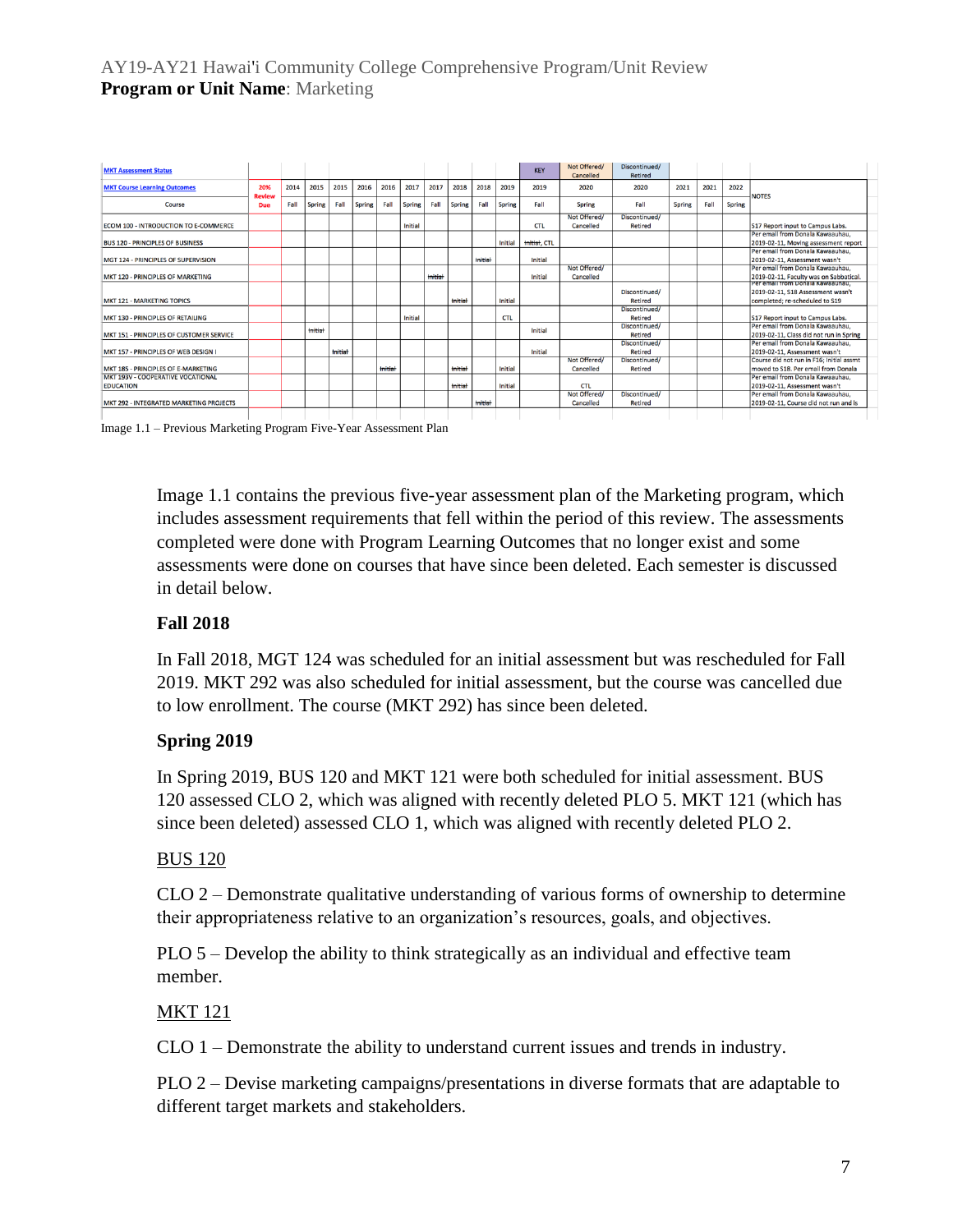| MKT Assessment Status | | | | | | | | | | | | KEY | Not Offered/ Cancelled | Discontinued/ Retired | | | | |
|---|---|---|---|---|---|---|---|---|---|---|---|---|---|---|---|---|---|---|
| MKT Course Learning Outcomes | 20% Review Due | 2014 | 2015 | 2015 | 2016 | 2016 | 2017 | 2017 | 2018 | 2018 | 2019 | 2019 | 2020 | 2020 | 2021 | 2021 | 2022 | NOTES |
| Course | | Fall | Spring | Fall | Spring | Fall | Spring | Fall | Spring | Fall | Spring | Fall | Spring | Fall | Spring | Fall | Spring | |
| ECOM 100 - INTRODUCTION TO E-COMMERCE | | | | | | | Initial | | | | | CTL | Not Offered/ Cancelled | Discontinued/ Retired | | | | S17 Report input to Campus Labs. |
| BUS 120 - PRINCIPLES OF BUSINESS | | | | | | | | | | | Initial | ~~Initial~~, CTL | | | | | | Per email from Donala Kawaauhau, 2019-02-11, Moving assessment report |
| MGT 124 - PRINCIPLES OF SUPERVISION | | | | | | | | | | ~~Initial~~ | | Initial | | | | | | Per email from Donala Kawaauhau, 2019-02-11, Assessment wasn't |
| MKT 120 - PRINCIPLES OF MARKETING | | | | | | | | ~~Initial~~ | | | | Initial | Not Offered/ Cancelled | | | | | Per email from Donala Kawaauhau, 2019-02-11, Faculty was on Sabbatical. |
| MKT 121 - MARKETING TOPICS | | | | | | | | | ~~Initial~~ | | Initial | | | Discontinued/ Retired | | | | Per email from Donala Kawaauhau, 2019-02-11, S18 Assessment wasn't completed; re-scheduled to S19 |
| MKT 130 - PRINCIPLES OF RETAILING | | | | | | | Initial | | | | CTL | | | Discontinued/ Retired | | | | S17 Report input to Campus Labs. |
| MKT 151 - PRINCIPLES OF CUSTOMER SERVICE | | | ~~Initial~~ | | | | | | | | | Initial | | Discontinued/ Retired | | | | Per email from Donala Kawaauhau, 2019-02-11, Class did not run in Spring |
| MKT 157 - PRINCIPLES OF WEB DESIGN I | | | | ~~Initial~~ | | | | | | | | Initial | | Discontinued/ Retired | | | | Per email from Donala Kawaauhau, 2019-02-11, Assessment wasn't |
| MKT 185 - PRINCIPLES OF E-MARKETING | | | | | | ~~Initial~~ | | | ~~Initial~~ | | Initial | | Not Offered/ Cancelled | Discontinued/ Retired | | | | Course did not run in F16; initial assmt moved to S18. Per email from Donala |
| MKT 193V - COOPERATIVE VOCATIONAL EDUCATION | | | | | | | | | ~~Initial~~ | | Initial | | CTL | | | | | Per email from Donala Kawaauhau, 2019-02-11, Assessment wasn't |
| MKT 292 - INTEGRATED MARKETING PROJECTS | | | | | | | | | | ~~Initial~~ | | | Not Offered/ Cancelled | Discontinued/ Retired | | | | Per email from Donala Kawaauhau, 2019-02-11, Course did not run and is |

Image 1.1 – Previous Marketing Program Five-Year Assessment Plan

Image 1.1 contains the previous five-year assessment plan of the Marketing program, which includes assessment requirements that fell within the period of this review. The assessments completed were done with Program Learning Outcomes that no longer exist and some assessments were done on courses that have since been deleted. Each semester is discussed in detail below.

### Fall 2018

In Fall 2018, MGT 124 was scheduled for an initial assessment but was rescheduled for Fall 2019. MKT 292 was also scheduled for initial assessment, but the course was cancelled due to low enrollment. The course (MKT 292) has since been deleted.

### Spring 2019

In Spring 2019, BUS 120 and MKT 121 were both scheduled for initial assessment. BUS 120 assessed CLO 2, which was aligned with recently deleted PLO 5. MKT 121 (which has since been deleted) assessed CLO 1, which was aligned with recently deleted PLO 2.

<u>BUS 120</u>

CLO 2 – Demonstrate qualitative understanding of various forms of ownership to determine their appropriateness relative to an organization's resources, goals, and objectives.

PLO 5 – Develop the ability to think strategically as an individual and effective team member.

<u>MKT 121</u>

CLO 1 – Demonstrate the ability to understand current issues and trends in industry.

PLO 2 – Devise marketing campaigns/presentations in diverse formats that are adaptable to different target markets and stakeholders.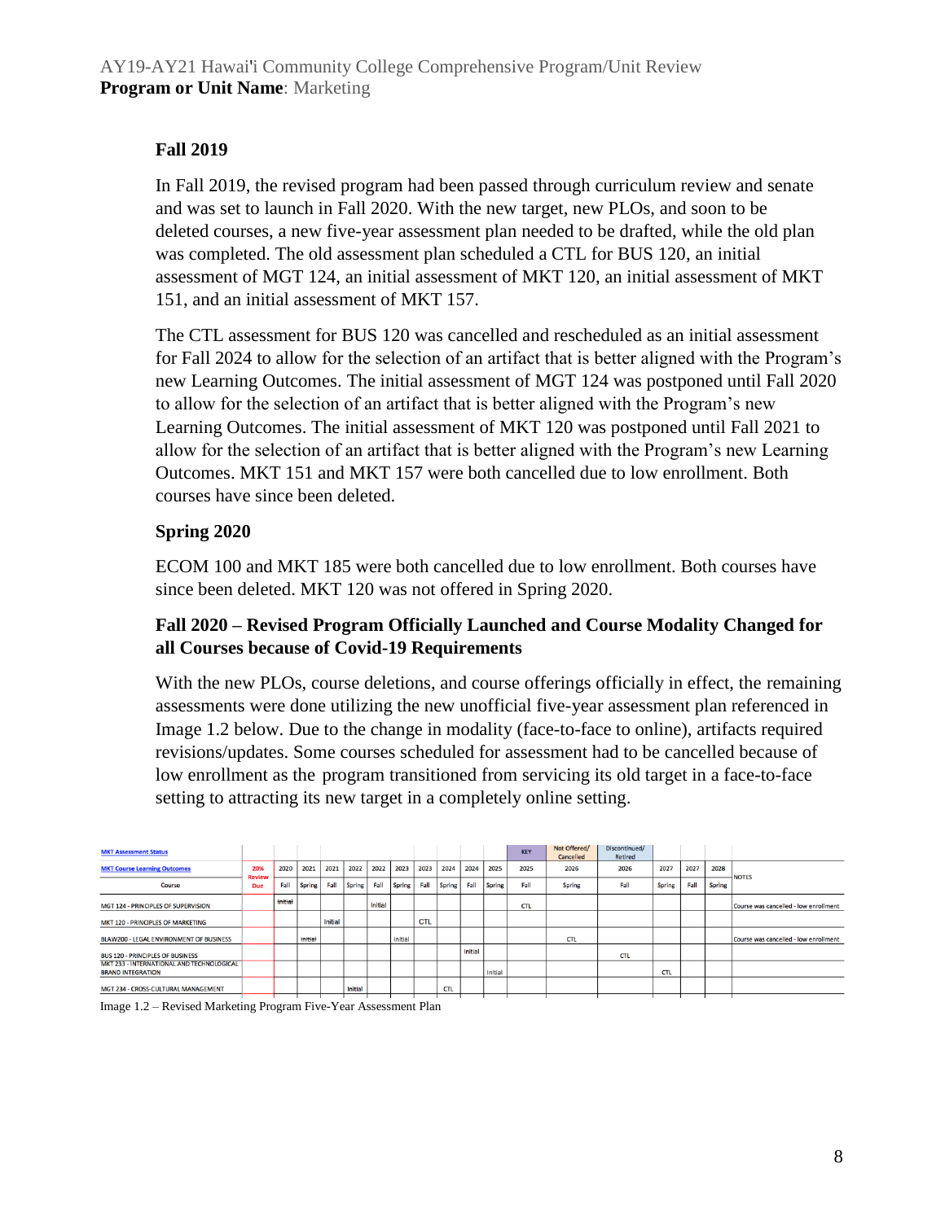### Fall 2019

In Fall 2019, the revised program had been passed through curriculum review and senate and was set to launch in Fall 2020. With the new target, new PLOs, and soon to be deleted courses, a new five-year assessment plan needed to be drafted, while the old plan was completed. The old assessment plan scheduled a CTL for BUS 120, an initial assessment of MGT 124, an initial assessment of MKT 120, an initial assessment of MKT 151, and an initial assessment of MKT 157.

The CTL assessment for BUS 120 was cancelled and rescheduled as an initial assessment for Fall 2024 to allow for the selection of an artifact that is better aligned with the Program's new Learning Outcomes. The initial assessment of MGT 124 was postponed until Fall 2020 to allow for the selection of an artifact that is better aligned with the Program's new Learning Outcomes. The initial assessment of MKT 120 was postponed until Fall 2021 to allow for the selection of an artifact that is better aligned with the Program's new Learning Outcomes. MKT 151 and MKT 157 were both cancelled due to low enrollment. Both courses have since been deleted.

### Spring 2020

ECOM 100 and MKT 185 were both cancelled due to low enrollment. Both courses have since been deleted. MKT 120 was not offered in Spring 2020.

### Fall 2020 – Revised Program Officially Launched and Course Modality Changed for all Courses because of Covid-19 Requirements

With the new PLOs, course deletions, and course offerings officially in effect, the remaining assessments were done utilizing the new unofficial five-year assessment plan referenced in Image 1.2 below. Due to the change in modality (face-to-face to online), artifacts required revisions/updates. Some courses scheduled for assessment had to be cancelled because of low enrollment as the program transitioned from servicing its old target in a face-to-face setting to attracting its new target in a completely online setting.

| MKT Assessment Status | | | | | | | | | | | | KEY | Not Offered/ Cancelled | Discontinued/ Retired | | | | |
|---|---|---|---|---|---|---|---|---|---|---|---|---|---|---|---|---|---|---|
| MKT Course Learning Outcomes | 20% Review Due | 2020 | 2021 | 2021 | 2022 | 2022 | 2023 | 2023 | 2024 | 2024 | 2025 | 2025 | 2026 | 2026 | 2027 | 2027 | 2028 | NOTES |
| Course | | Fall | Spring | Fall | Spring | Fall | Spring | Fall | Spring | Fall | Spring | Fall | Spring | Fall | Spring | Fall | Spring | |
| MGT 124 - PRINCIPLES OF SUPERVISION | | ~~Initial~~ | | | | Initial | | | | | | CTL | | | | | | Course was cancelled - low enrollment |
| MKT 120 - PRINCIPLES OF MARKETING | | | | Initial | | | | CTL | | | | | | | | | | |
| BLAW200 - LEGAL ENVIRONMENT OF BUSINESS | | | ~~Initial~~ | | | | Initial | | | | | | CTL | | | | | Course was cancelled - low enrollment |
| BUS 120 - PRINCIPLES OF BUSINESS | | | | | | | | | | Initial | | | | CTL | | | | |
| MKT 233 - INTERNATIONAL AND TECHNOLOGICAL BRAND INTEGRATION | | | | | | | | | | | Initial | | | | CTL | | | |
| MGT 234 - CROSS-CULTURAL MANAGEMENT | | | | | Initial | | | | CTL | | | | | | | | | |

Image 1.2 – Revised Marketing Program Five-Year Assessment Plan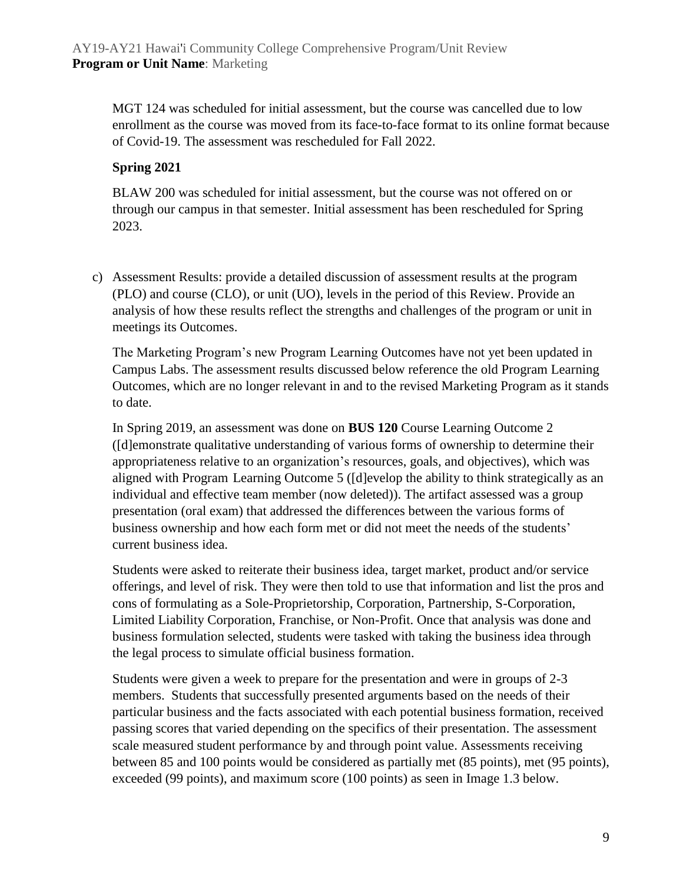MGT 124 was scheduled for initial assessment, but the course was cancelled due to low enrollment as the course was moved from its face-to-face format to its online format because of Covid-19. The assessment was rescheduled for Fall 2022.

**Spring 2021**

BLAW 200 was scheduled for initial assessment, but the course was not offered on or through our campus in that semester. Initial assessment has been rescheduled for Spring 2023.

c) Assessment Results: provide a detailed discussion of assessment results at the program (PLO) and course (CLO), or unit (UO), levels in the period of this Review. Provide an analysis of how these results reflect the strengths and challenges of the program or unit in meetings its Outcomes.

The Marketing Program's new Program Learning Outcomes have not yet been updated in Campus Labs. The assessment results discussed below reference the old Program Learning Outcomes, which are no longer relevant in and to the revised Marketing Program as it stands to date.

In Spring 2019, an assessment was done on **BUS 120** Course Learning Outcome 2 ([d]emonstrate qualitative understanding of various forms of ownership to determine their appropriateness relative to an organization's resources, goals, and objectives), which was aligned with Program Learning Outcome 5 ([d]evelop the ability to think strategically as an individual and effective team member (now deleted)). The artifact assessed was a group presentation (oral exam) that addressed the differences between the various forms of business ownership and how each form met or did not meet the needs of the students' current business idea.

Students were asked to reiterate their business idea, target market, product and/or service offerings, and level of risk. They were then told to use that information and list the pros and cons of formulating as a Sole-Proprietorship, Corporation, Partnership, S-Corporation, Limited Liability Corporation, Franchise, or Non-Profit. Once that analysis was done and business formulation selected, students were tasked with taking the business idea through the legal process to simulate official business formation.

Students were given a week to prepare for the presentation and were in groups of 2-3 members. Students that successfully presented arguments based on the needs of their particular business and the facts associated with each potential business formation, received passing scores that varied depending on the specifics of their presentation. The assessment scale measured student performance by and through point value. Assessments receiving between 85 and 100 points would be considered as partially met (85 points), met (95 points), exceeded (99 points), and maximum score (100 points) as seen in Image 1.3 below.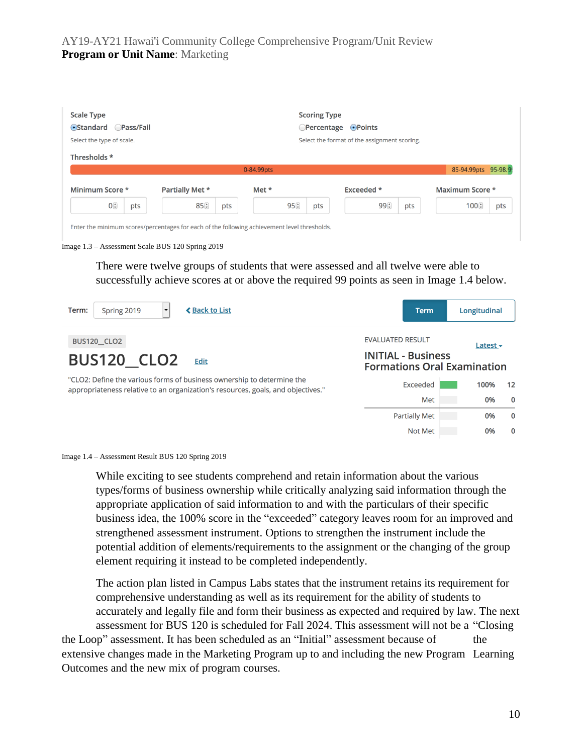Scale Type
◉Standard ◯Pass/Fail
Select the type of scale.

Scoring Type
◯Percentage ◉Points
Select the format of the assignment scoring.

Thresholds *

0-84.99pts | 85-94.99pts | 95-98.9

| Minimum Score * | Partially Met * | Met * | Exceeded * | Maximum Score * |
|---|---|---|---|---|
| 0 pts | 85 pts | 95 pts | 99 pts | 100 pts |

Enter the minimum scores/percentages for each of the following achievement level thresholds.

Image 1.3 – Assessment Scale BUS 120 Spring 2019

There were twelve groups of students that were assessed and all twelve were able to successfully achieve scores at or above the required 99 points as seen in Image 1.4 below.

Term: Spring 2019 | Back to List | Term | Longitudinal

BUS120_CLO2

**BUS120\_CLO2** Edit

"CLO2: Define the various forms of business ownership to determine the appropriateness relative to an organization's resources, goals, and objectives."

EVALUATED RESULT — Latest

**INITIAL - Business Formations Oral Examination**

| | | |
|---|---|---|
| Exceeded | 100% | 12 |
| Met | 0% | 0 |
| Partially Met | 0% | 0 |
| Not Met | 0% | 0 |

Image 1.4 – Assessment Result BUS 120 Spring 2019

While exciting to see students comprehend and retain information about the various types/forms of business ownership while critically analyzing said information through the appropriate application of said information to and with the particulars of their specific business idea, the 100% score in the "exceeded" category leaves room for an improved and strengthened assessment instrument. Options to strengthen the instrument include the potential addition of elements/requirements to the assignment or the changing of the group element requiring it instead to be completed independently.

The action plan listed in Campus Labs states that the instrument retains its requirement for comprehensive understanding as well as its requirement for the ability of students to accurately and legally file and form their business as expected and required by law. The next assessment for BUS 120 is scheduled for Fall 2024. This assessment will not be a "Closing the Loop" assessment. It has been scheduled as an "Initial" assessment because of the extensive changes made in the Marketing Program up to and including the new Program Learning Outcomes and the new mix of program courses.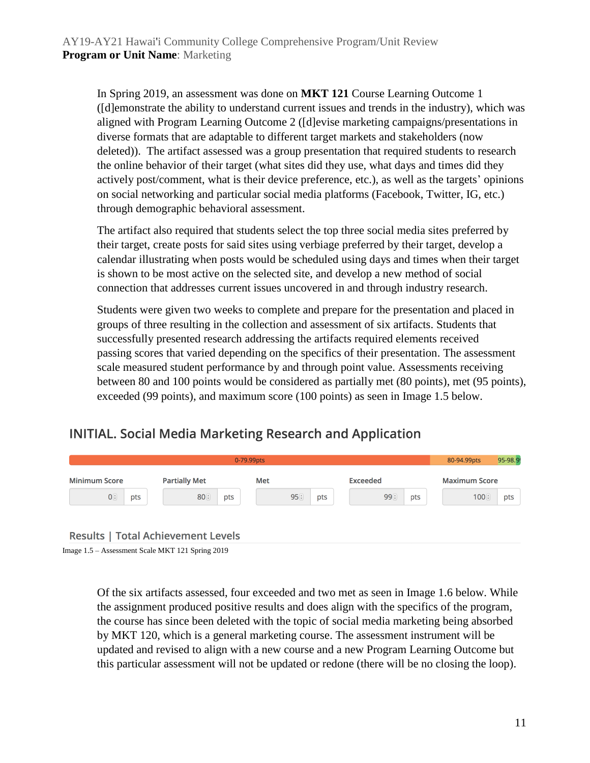In Spring 2019, an assessment was done on **MKT 121** Course Learning Outcome 1 ([d]emonstrate the ability to understand current issues and trends in the industry), which was aligned with Program Learning Outcome 2 ([d]evise marketing campaigns/presentations in diverse formats that are adaptable to different target markets and stakeholders (now deleted)). The artifact assessed was a group presentation that required students to research the online behavior of their target (what sites did they use, what days and times did they actively post/comment, what is their device preference, etc.), as well as the targets' opinions on social networking and particular social media platforms (Facebook, Twitter, IG, etc.) through demographic behavioral assessment.

The artifact also required that students select the top three social media sites preferred by their target, create posts for said sites using verbiage preferred by their target, develop a calendar illustrating when posts would be scheduled using days and times when their target is shown to be most active on the selected site, and develop a new method of social connection that addresses current issues uncovered in and through industry research.

Students were given two weeks to complete and prepare for the presentation and placed in groups of three resulting in the collection and assessment of six artifacts. Students that successfully presented research addressing the artifacts required elements received passing scores that varied depending on the specifics of their presentation. The assessment scale measured student performance by and through point value. Assessments receiving between 80 and 100 points would be considered as partially met (80 points), met (95 points), exceeded (99 points), and maximum score (100 points) as seen in Image 1.5 below.

## INITIAL. Social Media Marketing Research and Application

0-79.99pts | 80-94.99pts | 95-98.9

| Minimum Score | Partially Met | Met | Exceeded | Maximum Score |
|---|---|---|---|---|
| 0 pts | 80 pts | 95 pts | 99 pts | 100 pts |

Results | Total Achievement Levels

Image 1.5 – Assessment Scale MKT 121 Spring 2019

Of the six artifacts assessed, four exceeded and two met as seen in Image 1.6 below. While the assignment produced positive results and does align with the specifics of the program, the course has since been deleted with the topic of social media marketing being absorbed by MKT 120, which is a general marketing course. The assessment instrument will be updated and revised to align with a new course and a new Program Learning Outcome but this particular assessment will not be updated or redone (there will be no closing the loop).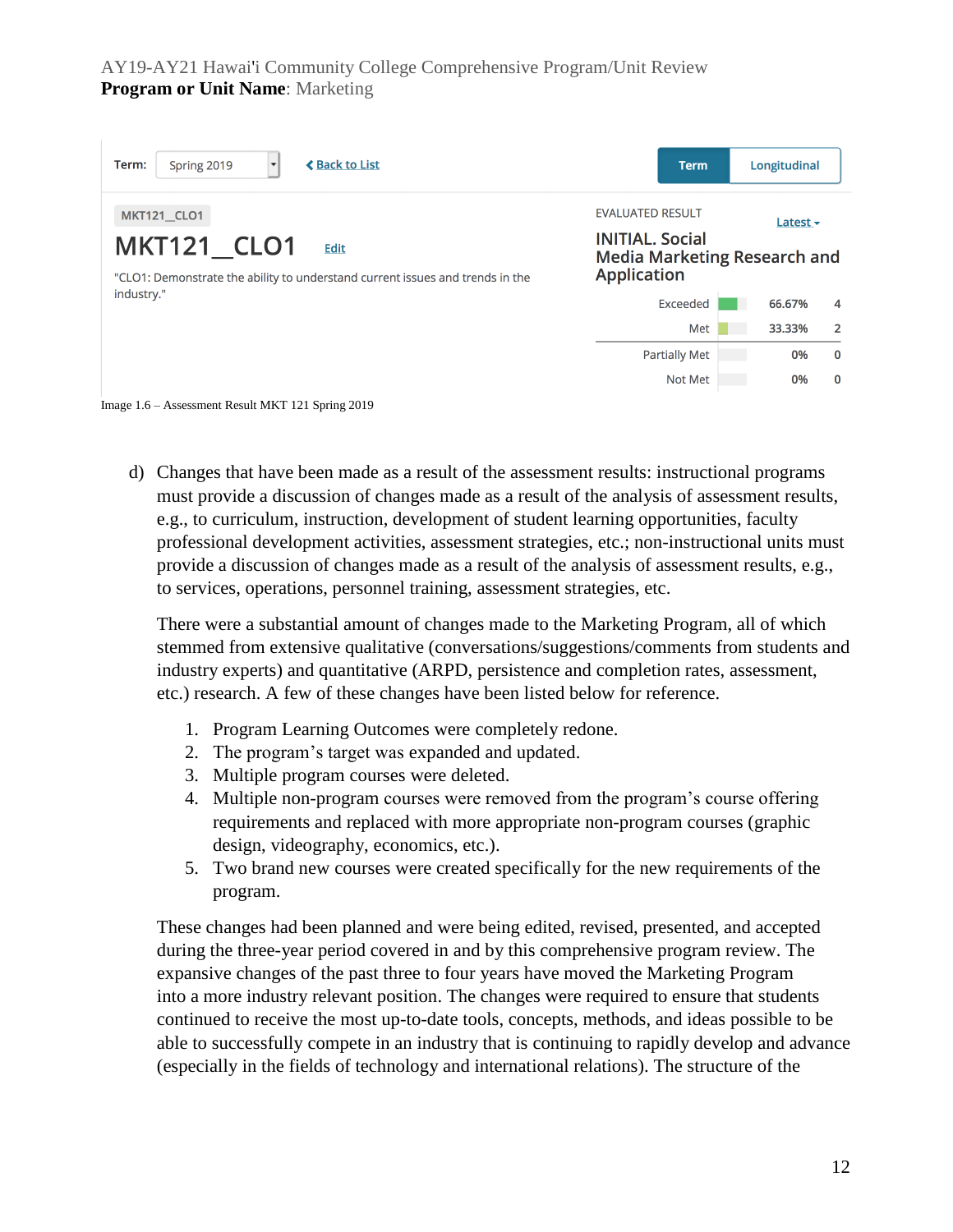Term: Spring 2019 | Back to List | Term | Longitudinal

MKT121__CLO1

# MKT121__CLO1

Edit

"CLO1: Demonstrate the ability to understand current issues and trends in the industry."

EVALUATED RESULT

Latest

**INITIAL. Social Media Marketing Research and Application**

| Result | Percentage | Count |
| --- | --- | --- |
| Exceeded | 66.67% | 4 |
| Met | 33.33% | 2 |
| Partially Met | 0% | 0 |
| Not Met | 0% | 0 |

Image 1.6 – Assessment Result MKT 121 Spring 2019

d) Changes that have been made as a result of the assessment results: instructional programs must provide a discussion of changes made as a result of the analysis of assessment results, e.g., to curriculum, instruction, development of student learning opportunities, faculty professional development activities, assessment strategies, etc.; non-instructional units must provide a discussion of changes made as a result of the analysis of assessment results, e.g., to services, operations, personnel training, assessment strategies, etc.

There were a substantial amount of changes made to the Marketing Program, all of which stemmed from extensive qualitative (conversations/suggestions/comments from students and industry experts) and quantitative (ARPD, persistence and completion rates, assessment, etc.) research. A few of these changes have been listed below for reference.

1. Program Learning Outcomes were completely redone.
2. The program's target was expanded and updated.
3. Multiple program courses were deleted.
4. Multiple non-program courses were removed from the program's course offering requirements and replaced with more appropriate non-program courses (graphic design, videography, economics, etc.).
5. Two brand new courses were created specifically for the new requirements of the program.

These changes had been planned and were being edited, revised, presented, and accepted during the three-year period covered in and by this comprehensive program review. The expansive changes of the past three to four years have moved the Marketing Program into a more industry relevant position. The changes were required to ensure that students continued to receive the most up-to-date tools, concepts, methods, and ideas possible to be able to successfully compete in an industry that is continuing to rapidly develop and advance (especially in the fields of technology and international relations). The structure of the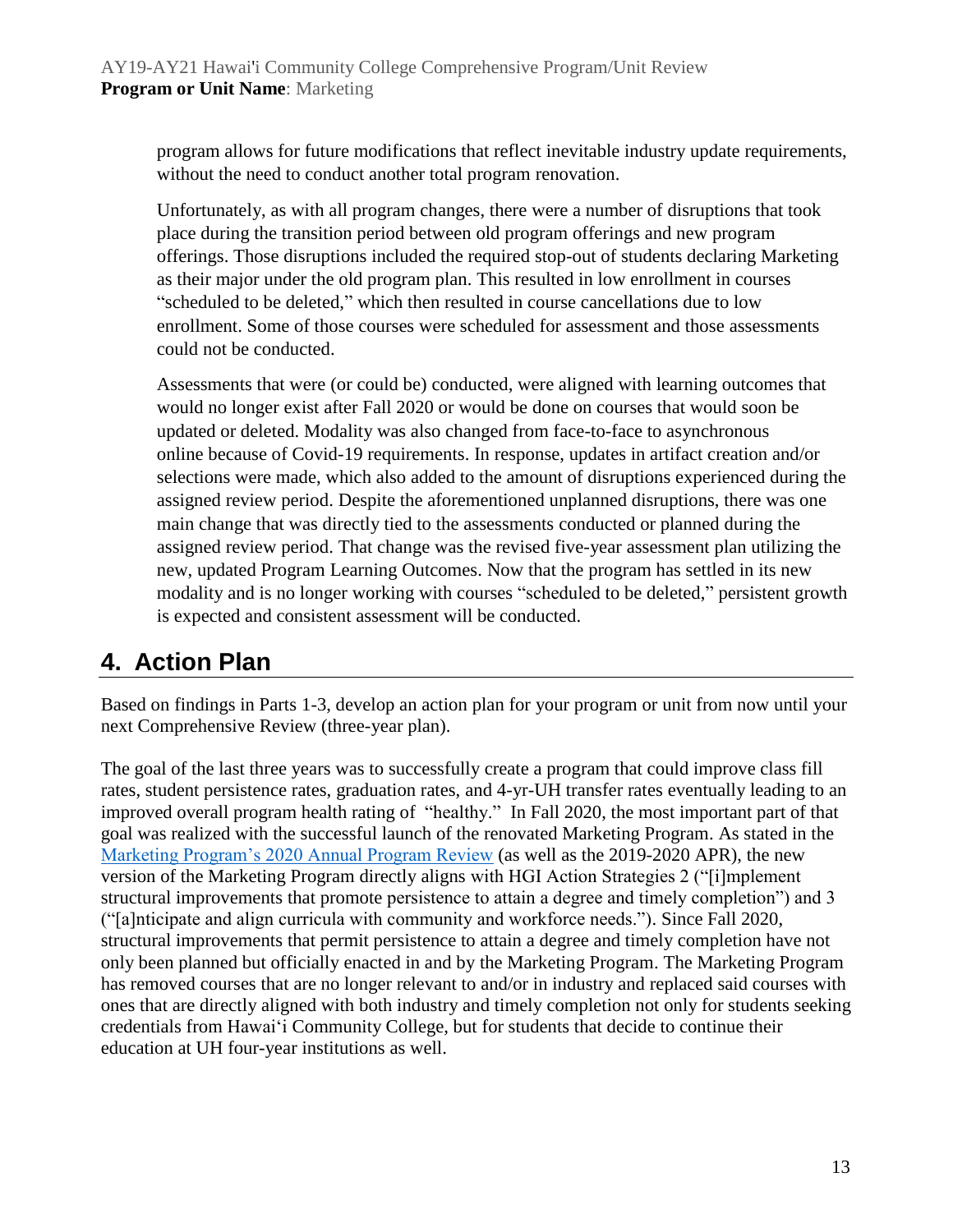program allows for future modifications that reflect inevitable industry update requirements, without the need to conduct another total program renovation.

Unfortunately, as with all program changes, there were a number of disruptions that took place during the transition period between old program offerings and new program offerings. Those disruptions included the required stop-out of students declaring Marketing as their major under the old program plan. This resulted in low enrollment in courses "scheduled to be deleted," which then resulted in course cancellations due to low enrollment. Some of those courses were scheduled for assessment and those assessments could not be conducted.

Assessments that were (or could be) conducted, were aligned with learning outcomes that would no longer exist after Fall 2020 or would be done on courses that would soon be updated or deleted. Modality was also changed from face-to-face to asynchronous online because of Covid-19 requirements. In response, updates in artifact creation and/or selections were made, which also added to the amount of disruptions experienced during the assigned review period. Despite the aforementioned unplanned disruptions, there was one main change that was directly tied to the assessments conducted or planned during the assigned review period. That change was the revised five-year assessment plan utilizing the new, updated Program Learning Outcomes. Now that the program has settled in its new modality and is no longer working with courses "scheduled to be deleted," persistent growth is expected and consistent assessment will be conducted.

## 4. Action Plan

Based on findings in Parts 1-3, develop an action plan for your program or unit from now until your next Comprehensive Review (three-year plan).

The goal of the last three years was to successfully create a program that could improve class fill rates, student persistence rates, graduation rates, and 4-yr-UH transfer rates eventually leading to an improved overall program health rating of "healthy." In Fall 2020, the most important part of that goal was realized with the successful launch of the renovated Marketing Program. As stated in the Marketing Program's 2020 Annual Program Review (as well as the 2019-2020 APR), the new version of the Marketing Program directly aligns with HGI Action Strategies 2 ("[i]mplement structural improvements that promote persistence to attain a degree and timely completion") and 3 ("[a]nticipate and align curricula with community and workforce needs."). Since Fall 2020, structural improvements that permit persistence to attain a degree and timely completion have not only been planned but officially enacted in and by the Marketing Program. The Marketing Program has removed courses that are no longer relevant to and/or in industry and replaced said courses with ones that are directly aligned with both industry and timely completion not only for students seeking credentials from Hawaiʻi Community College, but for students that decide to continue their education at UH four-year institutions as well.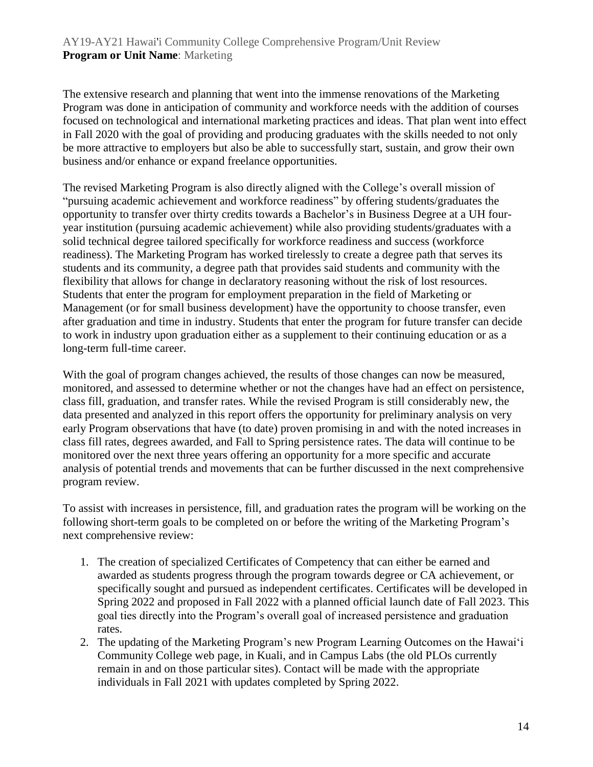The extensive research and planning that went into the immense renovations of the Marketing Program was done in anticipation of community and workforce needs with the addition of courses focused on technological and international marketing practices and ideas. That plan went into effect in Fall 2020 with the goal of providing and producing graduates with the skills needed to not only be more attractive to employers but also be able to successfully start, sustain, and grow their own business and/or enhance or expand freelance opportunities.

The revised Marketing Program is also directly aligned with the College's overall mission of "pursuing academic achievement and workforce readiness" by offering students/graduates the opportunity to transfer over thirty credits towards a Bachelor's in Business Degree at a UH four-year institution (pursuing academic achievement) while also providing students/graduates with a solid technical degree tailored specifically for workforce readiness and success (workforce readiness). The Marketing Program has worked tirelessly to create a degree path that serves its students and its community, a degree path that provides said students and community with the flexibility that allows for change in declaratory reasoning without the risk of lost resources. Students that enter the program for employment preparation in the field of Marketing or Management (or for small business development) have the opportunity to choose transfer, even after graduation and time in industry. Students that enter the program for future transfer can decide to work in industry upon graduation either as a supplement to their continuing education or as a long-term full-time career.

With the goal of program changes achieved, the results of those changes can now be measured, monitored, and assessed to determine whether or not the changes have had an effect on persistence, class fill, graduation, and transfer rates. While the revised Program is still considerably new, the data presented and analyzed in this report offers the opportunity for preliminary analysis on very early Program observations that have (to date) proven promising in and with the noted increases in class fill rates, degrees awarded, and Fall to Spring persistence rates. The data will continue to be monitored over the next three years offering an opportunity for a more specific and accurate analysis of potential trends and movements that can be further discussed in the next comprehensive program review.

To assist with increases in persistence, fill, and graduation rates the program will be working on the following short-term goals to be completed on or before the writing of the Marketing Program's next comprehensive review:

1. The creation of specialized Certificates of Competency that can either be earned and awarded as students progress through the program towards degree or CA achievement, or specifically sought and pursued as independent certificates. Certificates will be developed in Spring 2022 and proposed in Fall 2022 with a planned official launch date of Fall 2023. This goal ties directly into the Program's overall goal of increased persistence and graduation rates.
2. The updating of the Marketing Program's new Program Learning Outcomes on the Hawai'i Community College web page, in Kuali, and in Campus Labs (the old PLOs currently remain in and on those particular sites). Contact will be made with the appropriate individuals in Fall 2021 with updates completed by Spring 2022.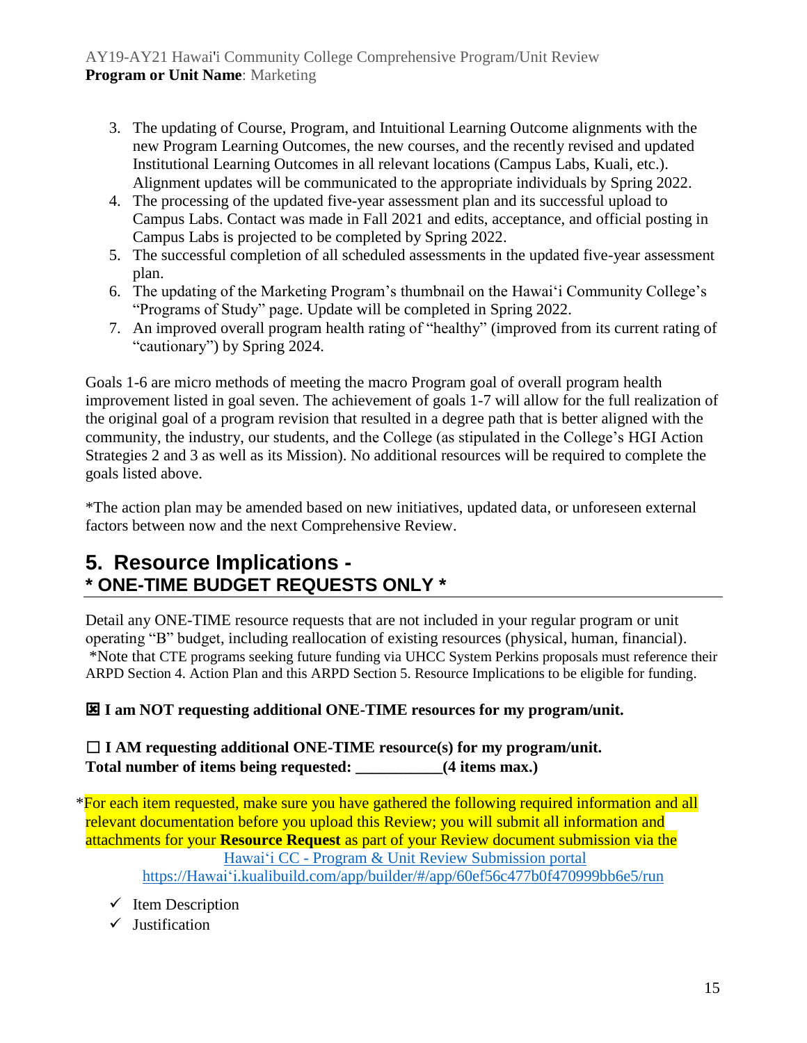3. The updating of Course, Program, and Intuitional Learning Outcome alignments with the new Program Learning Outcomes, the new courses, and the recently revised and updated Institutional Learning Outcomes in all relevant locations (Campus Labs, Kuali, etc.). Alignment updates will be communicated to the appropriate individuals by Spring 2022.
4. The processing of the updated five-year assessment plan and its successful upload to Campus Labs. Contact was made in Fall 2021 and edits, acceptance, and official posting in Campus Labs is projected to be completed by Spring 2022.
5. The successful completion of all scheduled assessments in the updated five-year assessment plan.
6. The updating of the Marketing Program's thumbnail on the Hawaiʻi Community College's "Programs of Study" page. Update will be completed in Spring 2022.
7. An improved overall program health rating of "healthy" (improved from its current rating of "cautionary") by Spring 2024.

Goals 1-6 are micro methods of meeting the macro Program goal of overall program health improvement listed in goal seven. The achievement of goals 1-7 will allow for the full realization of the original goal of a program revision that resulted in a degree path that is better aligned with the community, the industry, our students, and the College (as stipulated in the College's HGI Action Strategies 2 and 3 as well as its Mission). No additional resources will be required to complete the goals listed above.

*The action plan may be amended based on new initiatives, updated data, or unforeseen external factors between now and the next Comprehensive Review.

## 5. Resource Implications - * ONE-TIME BUDGET REQUESTS ONLY *

Detail any ONE-TIME resource requests that are not included in your regular program or unit operating "B" budget, including reallocation of existing resources (physical, human, financial).
*Note that CTE programs seeking future funding via UHCC System Perkins proposals must reference their ARPD Section 4. Action Plan and this ARPD Section 5. Resource Implications to be eligible for funding.

**☒ I am NOT requesting additional ONE-TIME resources for my program/unit.**

**☐ I AM requesting additional ONE-TIME resource(s) for my program/unit.**
**Total number of items being requested: ___________(4 items max.)**

*For each item requested, make sure you have gathered the following required information and all relevant documentation before you upload this Review; you will submit all information and attachments for your **Resource Request** as part of your Review document submission via the Hawaiʻi CC - Program & Unit Review Submission portal
https://Hawaiʻi.kualibuild.com/app/builder/#/app/60ef56c477b0f470999bb6e5/run

- ✓ Item Description
- ✓ Justification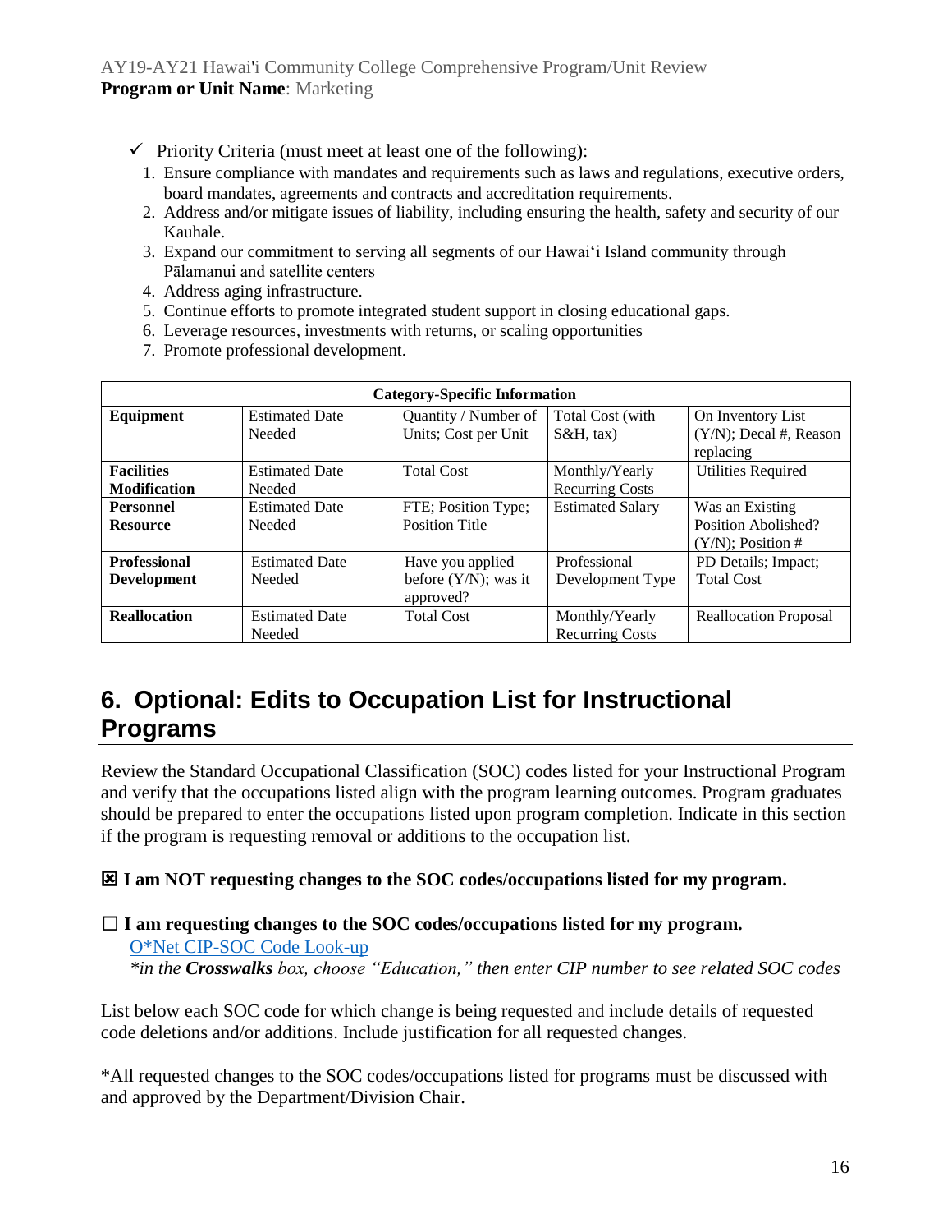- ✓ Priority Criteria (must meet at least one of the following):
  1. Ensure compliance with mandates and requirements such as laws and regulations, executive orders, board mandates, agreements and contracts and accreditation requirements.
  2. Address and/or mitigate issues of liability, including ensuring the health, safety and security of our Kauhale.
  3. Expand our commitment to serving all segments of our Hawaiʻi Island community through Pālamanui and satellite centers
  4. Address aging infrastructure.
  5. Continue efforts to promote integrated student support in closing educational gaps.
  6. Leverage resources, investments with returns, or scaling opportunities
  7. Promote professional development.

| Category-Specific Information | | | | |
|---|---|---|---|---|
| **Equipment** | Estimated Date Needed | Quantity / Number of Units; Cost per Unit | Total Cost (with S&H, tax) | On Inventory List (Y/N); Decal #, Reason replacing |
| **Facilities Modification** | Estimated Date Needed | Total Cost | Monthly/Yearly Recurring Costs | Utilities Required |
| **Personnel Resource** | Estimated Date Needed | FTE; Position Type; Position Title | Estimated Salary | Was an Existing Position Abolished? (Y/N); Position # |
| **Professional Development** | Estimated Date Needed | Have you applied before (Y/N); was it approved? | Professional Development Type | PD Details; Impact; Total Cost |
| **Reallocation** | Estimated Date Needed | Total Cost | Monthly/Yearly Recurring Costs | Reallocation Proposal |

# 6. Optional: Edits to Occupation List for Instructional Programs

Review the Standard Occupational Classification (SOC) codes listed for your Instructional Program and verify that the occupations listed align with the program learning outcomes. Program graduates should be prepared to enter the occupations listed upon program completion. Indicate in this section if the program is requesting removal or additions to the occupation list.

☒ **I am NOT requesting changes to the SOC codes/occupations listed for my program.**

☐ **I am requesting changes to the SOC codes/occupations listed for my program.**
O*Net CIP-SOC Code Look-up
*\*in the **Crosswalks** box, choose "Education," then enter CIP number to see related SOC codes*

List below each SOC code for which change is being requested and include details of requested code deletions and/or additions. Include justification for all requested changes.

*All requested changes to the SOC codes/occupations listed for programs must be discussed with and approved by the Department/Division Chair.